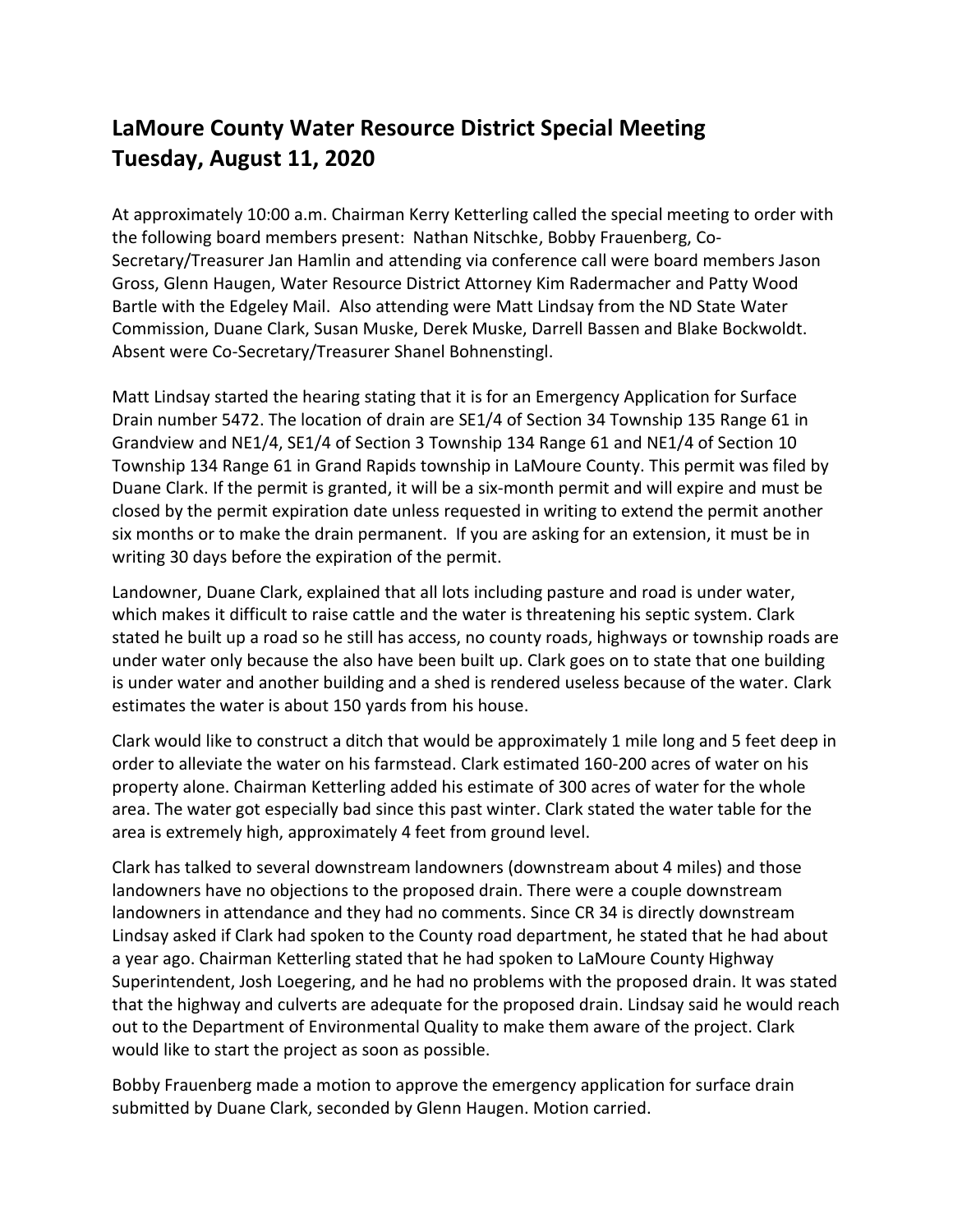# LaMoure County Water Resource District Special Meeting Tuesday, August 11, 2020

At approximately 10:00 a.m. Chairman Kerry Ketterling called the special meeting to order with the following board members present: Nathan Nitschke, Bobby Frauenberg, Co-Secretary/Treasurer Jan Hamlin and attending via conference call were board members Jason Gross, Glenn Haugen, Water Resource District Attorney Kim Radermacher and Patty Wood Bartle with the Edgeley Mail. Also attending were Matt Lindsay from the ND State Water Commission, Duane Clark, Susan Muske, Derek Muske, Darrell Bassen and Blake Bockwoldt. Absent were Co-Secretary/Treasurer Shanel Bohnenstingl.

Matt Lindsay started the hearing stating that it is for an Emergency Application for Surface Drain number 5472. The location of drain are SE1/4 of Section 34 Township 135 Range 61 in Grandview and NE1/4, SE1/4 of Section 3 Township 134 Range 61 and NE1/4 of Section 10 Township 134 Range 61 in Grand Rapids township in LaMoure County. This permit was filed by Duane Clark. If the permit is granted, it will be a six-month permit and will expire and must be closed by the permit expiration date unless requested in writing to extend the permit another six months or to make the drain permanent. If you are asking for an extension, it must be in writing 30 days before the expiration of the permit.

Landowner, Duane Clark, explained that all lots including pasture and road is under water, which makes it difficult to raise cattle and the water is threatening his septic system. Clark stated he built up a road so he still has access, no county roads, highways or township roads are under water only because the also have been built up. Clark goes on to state that one building is under water and another building and a shed is rendered useless because of the water. Clark estimates the water is about 150 yards from his house.

Clark would like to construct a ditch that would be approximately 1 mile long and 5 feet deep in order to alleviate the water on his farmstead. Clark estimated 160-200 acres of water on his property alone. Chairman Ketterling added his estimate of 300 acres of water for the whole area. The water got especially bad since this past winter. Clark stated the water table for the area is extremely high, approximately 4 feet from ground level.

Clark has talked to several downstream landowners (downstream about 4 miles) and those landowners have no objections to the proposed drain. There were a couple downstream landowners in attendance and they had no comments. Since CR 34 is directly downstream Lindsay asked if Clark had spoken to the County road department, he stated that he had about a year ago. Chairman Ketterling stated that he had spoken to LaMoure County Highway Superintendent, Josh Loegering, and he had no problems with the proposed drain. It was stated that the highway and culverts are adequate for the proposed drain. Lindsay said he would reach out to the Department of Environmental Quality to make them aware of the project. Clark would like to start the project as soon as possible.

Bobby Frauenberg made a motion to approve the emergency application for surface drain submitted by Duane Clark, seconded by Glenn Haugen. Motion carried.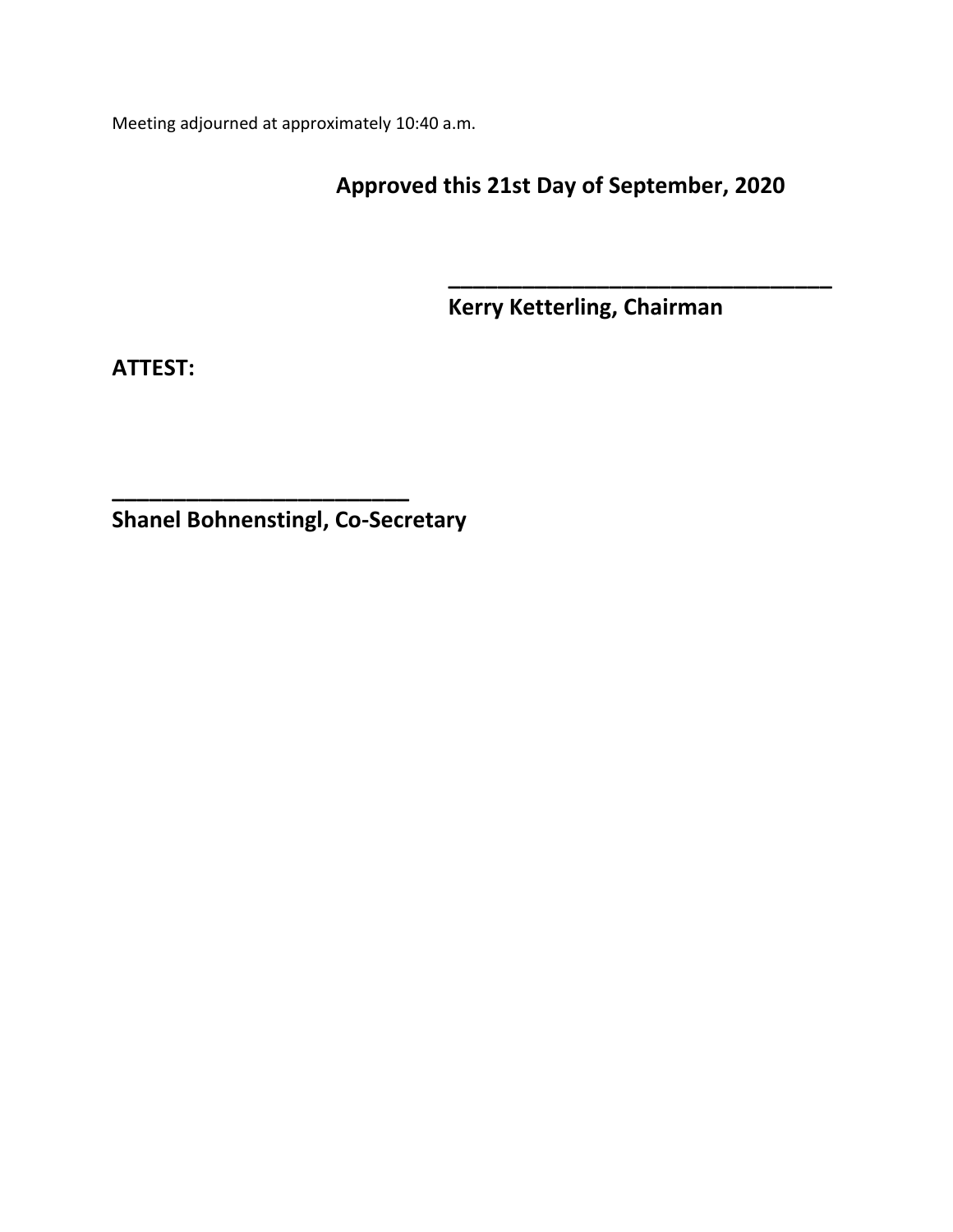Meeting adjourned at approximately 10:40 a.m.

**Approved this 21st Day of September, 2020**

\_\_\_\_\_\_\_\_\_\_\_\_\_\_\_\_\_\_\_\_\_\_\_\_\_\_\_\_\_\_\_\_\_\_

**Kerry Ketterling, Chairman**

**ATTEST:**

\_\_\_\_\_\_\_\_\_\_\_\_\_\_\_\_\_\_\_\_\_\_\_\_\_\_

**Shanel Bohnenstingl, Co-Secretary**